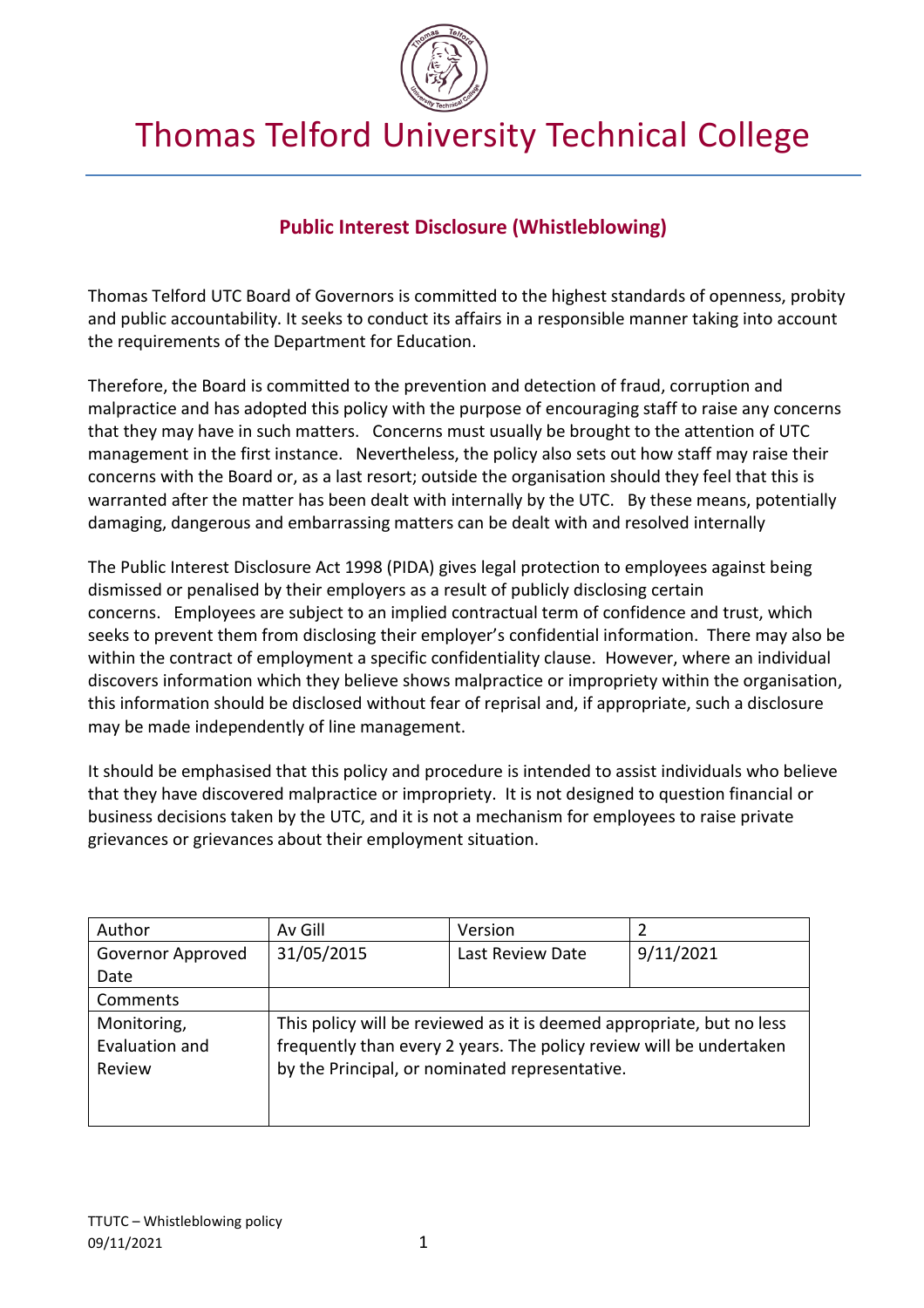# Thomas Telford University Technical College

## Public Interest Disclosure (Whistleblowing)

Thomas Telford UTC Board of Governors is committed to the highest standards of openness, probity and public accountability. It seeks to conduct its affairs in a responsible manner taking into account the requirements of the Department for Education.

Therefore, the Board is committed to the prevention and detection of fraud, corruption and malpractice and has adopted this policy with the purpose of encouraging staff to raise any concerns that they may have in such matters. Concerns must usually be brought to the attention of UTC management in the first instance. Nevertheless, the policy also sets out how staff may raise their concerns with the Board or, as a last resort; outside the organisation should they feel that this is warranted after the matter has been dealt with internally by the UTC. By these means, potentially damaging, dangerous and embarrassing matters can be dealt with and resolved internally

The Public Interest Disclosure Act 1998 (PIDA) gives legal protection to employees against being dismissed or penalised by their employers as a result of publicly disclosing certain concerns. Employees are subject to an implied contractual term of confidence and trust, which seeks to prevent them from disclosing their employer's confidential information. There may also be within the contract of employment a specific confidentiality clause. However, where an individual discovers information which they believe shows malpractice or impropriety within the organisation, this information should be disclosed without fear of reprisal and, if appropriate, such a disclosure may be made independently of line management.

It should be emphasised that this policy and procedure is intended to assist individuals who believe that they have discovered malpractice or impropriety. It is not designed to question financial or business decisions taken by the UTC, and it is not a mechanism for employees to raise private grievances or grievances about their employment situation.

| Author | Av Gill | Version | 2 |
|---|---|---|---|
| Governor Approved Date | 31/05/2015 | Last Review Date | 9/11/2021 |
| Comments | | | |
| Monitoring, Evaluation and Review | This policy will be reviewed as it is deemed appropriate, but no less frequently than every 2 years. The policy review will be undertaken by the Principal, or nominated representative. | | |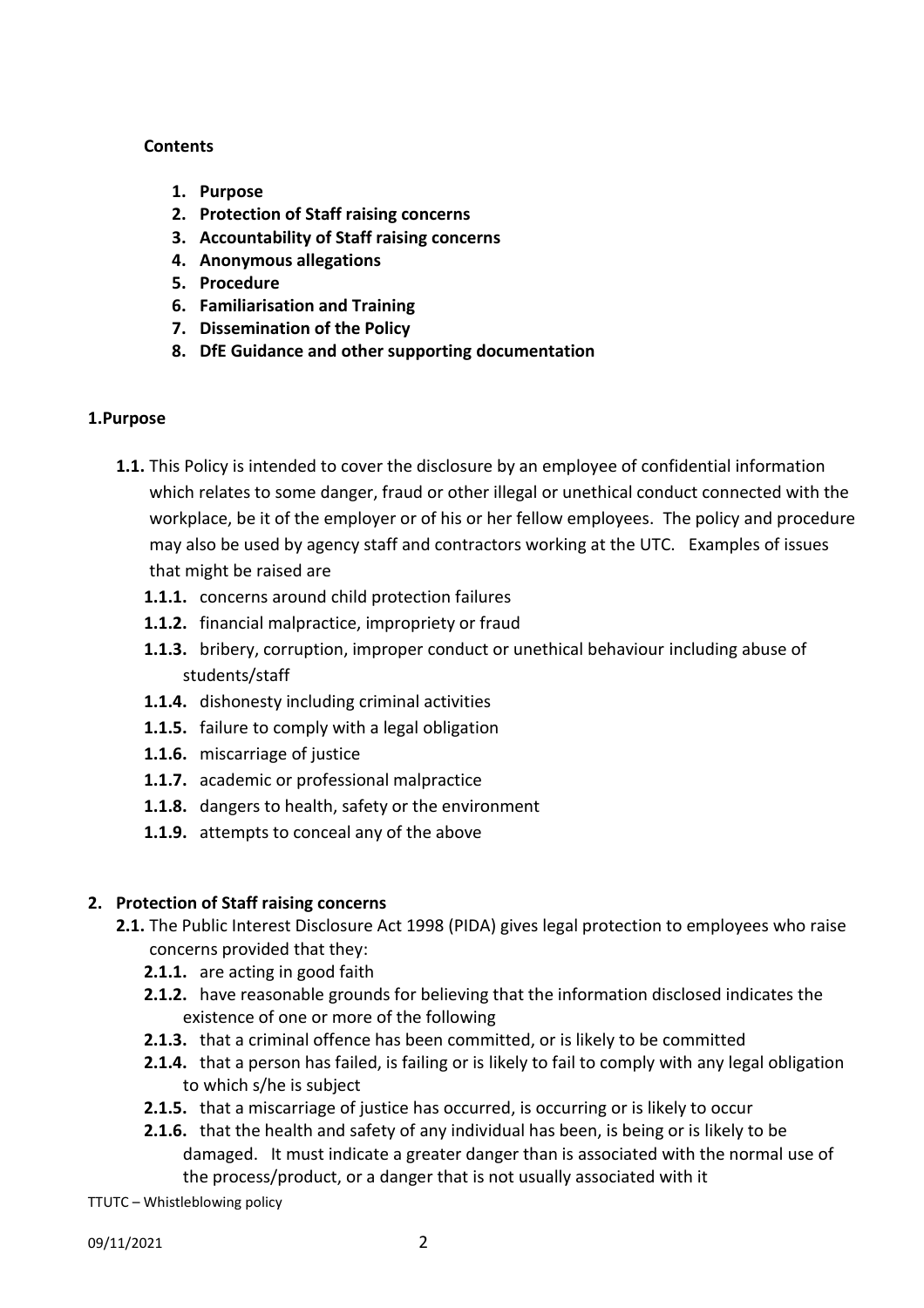**Contents**

1. **Purpose**
2. **Protection of Staff raising concerns**
3. **Accountability of Staff raising concerns**
4. **Anonymous allegations**
5. **Procedure**
6. **Familiarisation and Training**
7. **Dissemination of the Policy**
8. **DfE Guidance and other supporting documentation**

## 1.Purpose

**1.1.** This Policy is intended to cover the disclosure by an employee of confidential information which relates to some danger, fraud or other illegal or unethical conduct connected with the workplace, be it of the employer or of his or her fellow employees. The policy and procedure may also be used by agency staff and contractors working at the UTC. Examples of issues that might be raised are

- **1.1.1.** concerns around child protection failures
- **1.1.2.** financial malpractice, impropriety or fraud
- **1.1.3.** bribery, corruption, improper conduct or unethical behaviour including abuse of students/staff
- **1.1.4.** dishonesty including criminal activities
- **1.1.5.** failure to comply with a legal obligation
- **1.1.6.** miscarriage of justice
- **1.1.7.** academic or professional malpractice
- **1.1.8.** dangers to health, safety or the environment
- **1.1.9.** attempts to conceal any of the above

## 2. Protection of Staff raising concerns

**2.1.** The Public Interest Disclosure Act 1998 (PIDA) gives legal protection to employees who raise concerns provided that they:

- **2.1.1.** are acting in good faith
- **2.1.2.** have reasonable grounds for believing that the information disclosed indicates the existence of one or more of the following
- **2.1.3.** that a criminal offence has been committed, or is likely to be committed
- **2.1.4.** that a person has failed, is failing or is likely to fail to comply with any legal obligation to which s/he is subject
- **2.1.5.** that a miscarriage of justice has occurred, is occurring or is likely to occur
- **2.1.6.** that the health and safety of any individual has been, is being or is likely to be damaged. It must indicate a greater danger than is associated with the normal use of the process/product, or a danger that is not usually associated with it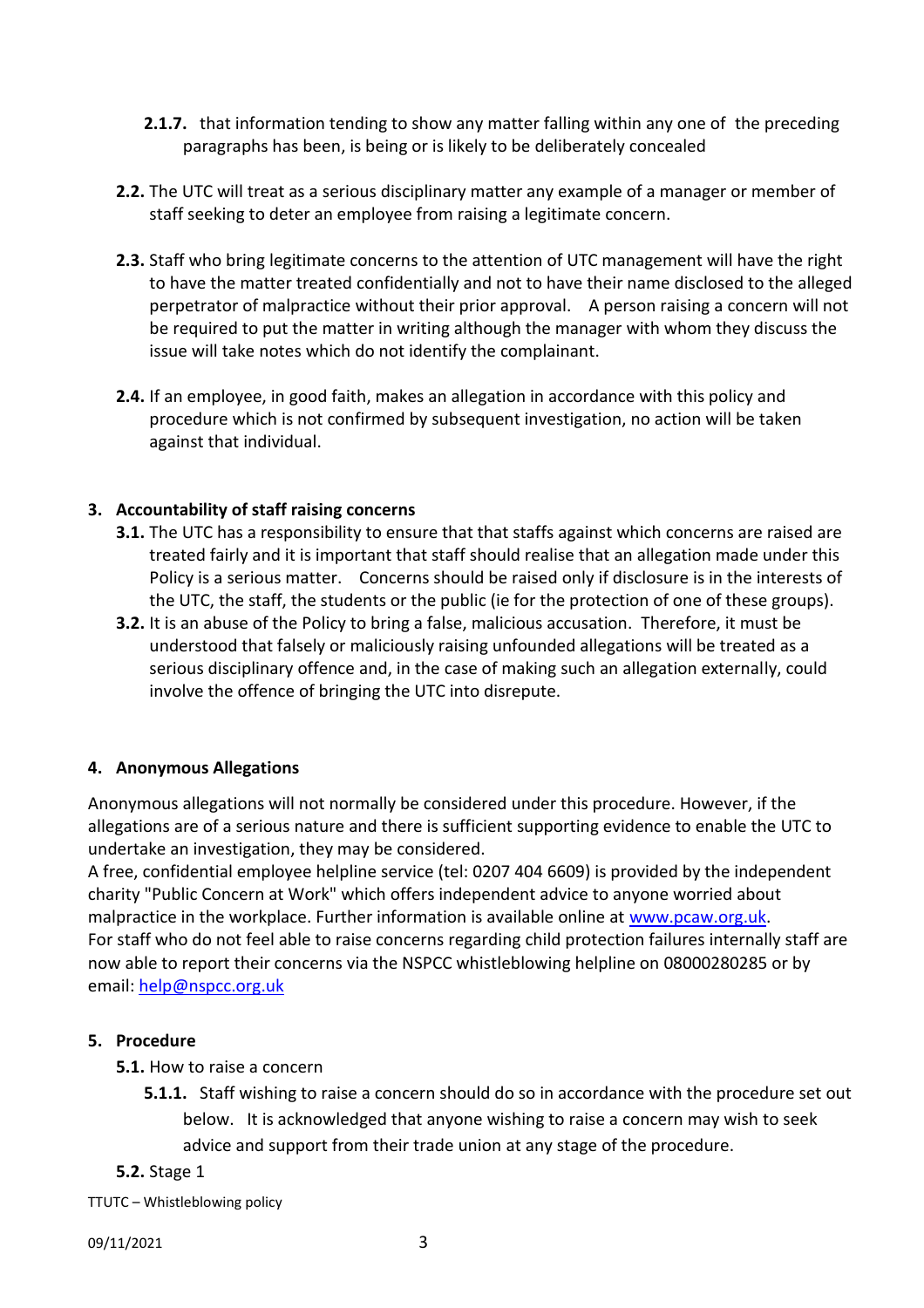**2.1.7.** that information tending to show any matter falling within any one of the preceding paragraphs has been, is being or is likely to be deliberately concealed

**2.2.** The UTC will treat as a serious disciplinary matter any example of a manager or member of staff seeking to deter an employee from raising a legitimate concern.

**2.3.** Staff who bring legitimate concerns to the attention of UTC management will have the right to have the matter treated confidentially and not to have their name disclosed to the alleged perpetrator of malpractice without their prior approval. A person raising a concern will not be required to put the matter in writing although the manager with whom they discuss the issue will take notes which do not identify the complainant.

**2.4.** If an employee, in good faith, makes an allegation in accordance with this policy and procedure which is not confirmed by subsequent investigation, no action will be taken against that individual.

## 3. Accountability of staff raising concerns

**3.1.** The UTC has a responsibility to ensure that that staffs against which concerns are raised are treated fairly and it is important that staff should realise that an allegation made under this Policy is a serious matter. Concerns should be raised only if disclosure is in the interests of the UTC, the staff, the students or the public (ie for the protection of one of these groups).

**3.2.** It is an abuse of the Policy to bring a false, malicious accusation. Therefore, it must be understood that falsely or maliciously raising unfounded allegations will be treated as a serious disciplinary offence and, in the case of making such an allegation externally, could involve the offence of bringing the UTC into disrepute.

## 4. Anonymous Allegations

Anonymous allegations will not normally be considered under this procedure. However, if the allegations are of a serious nature and there is sufficient supporting evidence to enable the UTC to undertake an investigation, they may be considered.

A free, confidential employee helpline service (tel: 0207 404 6609) is provided by the independent charity "Public Concern at Work" which offers independent advice to anyone worried about malpractice in the workplace. Further information is available online at www.pcaw.org.uk.

For staff who do not feel able to raise concerns regarding child protection failures internally staff are now able to report their concerns via the NSPCC whistleblowing helpline on 08000280285 or by email: help@nspcc.org.uk

## 5. Procedure

**5.1.** How to raise a concern

**5.1.1.** Staff wishing to raise a concern should do so in accordance with the procedure set out below. It is acknowledged that anyone wishing to raise a concern may wish to seek advice and support from their trade union at any stage of the procedure.

**5.2.** Stage 1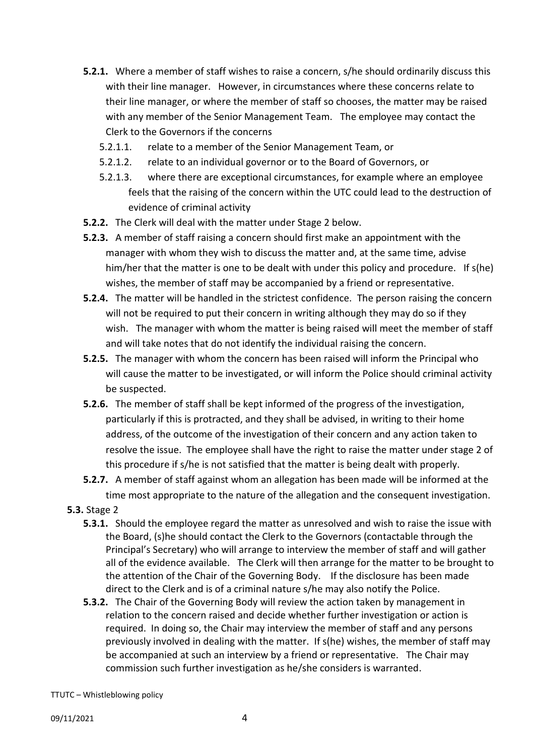- **5.2.1.** Where a member of staff wishes to raise a concern, s/he should ordinarily discuss this with their line manager. However, in circumstances where these concerns relate to their line manager, or where the member of staff so chooses, the matter may be raised with any member of the Senior Management Team. The employee may contact the Clerk to the Governors if the concerns
  - 5.2.1.1. relate to a member of the Senior Management Team, or
  - 5.2.1.2. relate to an individual governor or to the Board of Governors, or
  - 5.2.1.3. where there are exceptional circumstances, for example where an employee feels that the raising of the concern within the UTC could lead to the destruction of evidence of criminal activity
- **5.2.2.** The Clerk will deal with the matter under Stage 2 below.
- **5.2.3.** A member of staff raising a concern should first make an appointment with the manager with whom they wish to discuss the matter and, at the same time, advise him/her that the matter is one to be dealt with under this policy and procedure. If s(he) wishes, the member of staff may be accompanied by a friend or representative.
- **5.2.4.** The matter will be handled in the strictest confidence. The person raising the concern will not be required to put their concern in writing although they may do so if they wish. The manager with whom the matter is being raised will meet the member of staff and will take notes that do not identify the individual raising the concern.
- **5.2.5.** The manager with whom the concern has been raised will inform the Principal who will cause the matter to be investigated, or will inform the Police should criminal activity be suspected.
- **5.2.6.** The member of staff shall be kept informed of the progress of the investigation, particularly if this is protracted, and they shall be advised, in writing to their home address, of the outcome of the investigation of their concern and any action taken to resolve the issue. The employee shall have the right to raise the matter under stage 2 of this procedure if s/he is not satisfied that the matter is being dealt with properly.
- **5.2.7.** A member of staff against whom an allegation has been made will be informed at the time most appropriate to the nature of the allegation and the consequent investigation.

**5.3.** Stage 2

- **5.3.1.** Should the employee regard the matter as unresolved and wish to raise the issue with the Board, (s)he should contact the Clerk to the Governors (contactable through the Principal's Secretary) who will arrange to interview the member of staff and will gather all of the evidence available. The Clerk will then arrange for the matter to be brought to the attention of the Chair of the Governing Body. If the disclosure has been made direct to the Clerk and is of a criminal nature s/he may also notify the Police.
- **5.3.2.** The Chair of the Governing Body will review the action taken by management in relation to the concern raised and decide whether further investigation or action is required. In doing so, the Chair may interview the member of staff and any persons previously involved in dealing with the matter. If s(he) wishes, the member of staff may be accompanied at such an interview by a friend or representative. The Chair may commission such further investigation as he/she considers is warranted.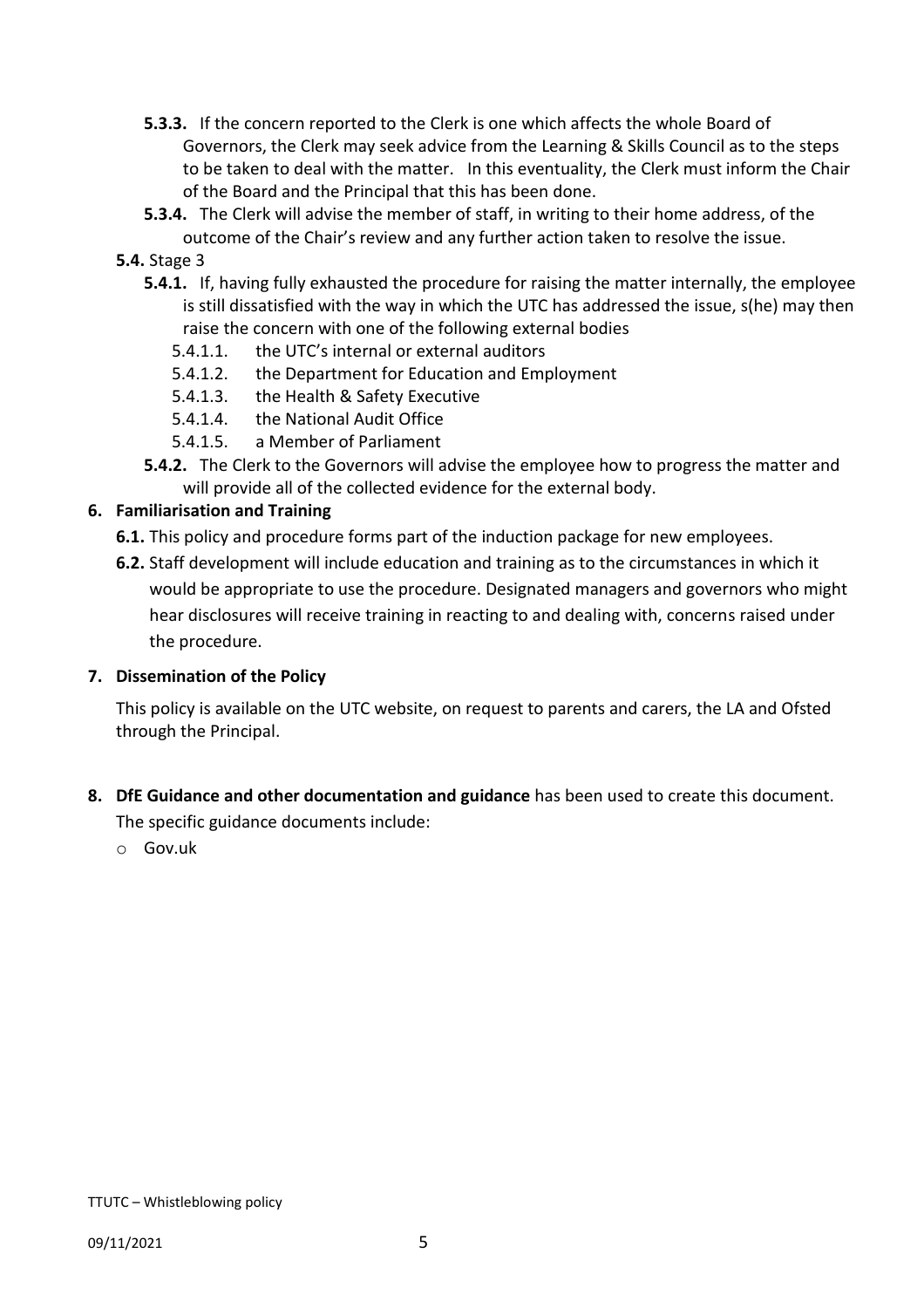- **5.3.3.** If the concern reported to the Clerk is one which affects the whole Board of Governors, the Clerk may seek advice from the Learning & Skills Council as to the steps to be taken to deal with the matter. In this eventuality, the Clerk must inform the Chair of the Board and the Principal that this has been done.
- **5.3.4.** The Clerk will advise the member of staff, in writing to their home address, of the outcome of the Chair's review and any further action taken to resolve the issue.

**5.4.** Stage 3

- **5.4.1.** If, having fully exhausted the procedure for raising the matter internally, the employee is still dissatisfied with the way in which the UTC has addressed the issue, s(he) may then raise the concern with one of the following external bodies
  - 5.4.1.1. the UTC's internal or external auditors
  - 5.4.1.2. the Department for Education and Employment
  - 5.4.1.3. the Health & Safety Executive
  - 5.4.1.4. the National Audit Office
  - 5.4.1.5. a Member of Parliament
- **5.4.2.** The Clerk to the Governors will advise the employee how to progress the matter and will provide all of the collected evidence for the external body.

## 6. Familiarisation and Training

**6.1.** This policy and procedure forms part of the induction package for new employees.

**6.2.** Staff development will include education and training as to the circumstances in which it would be appropriate to use the procedure. Designated managers and governors who might hear disclosures will receive training in reacting to and dealing with, concerns raised under the procedure.

## 7. Dissemination of the Policy

This policy is available on the UTC website, on request to parents and carers, the LA and Ofsted through the Principal.

## 8. DfE Guidance and other documentation and guidance has been used to create this document.

The specific guidance documents include:

- Gov.uk